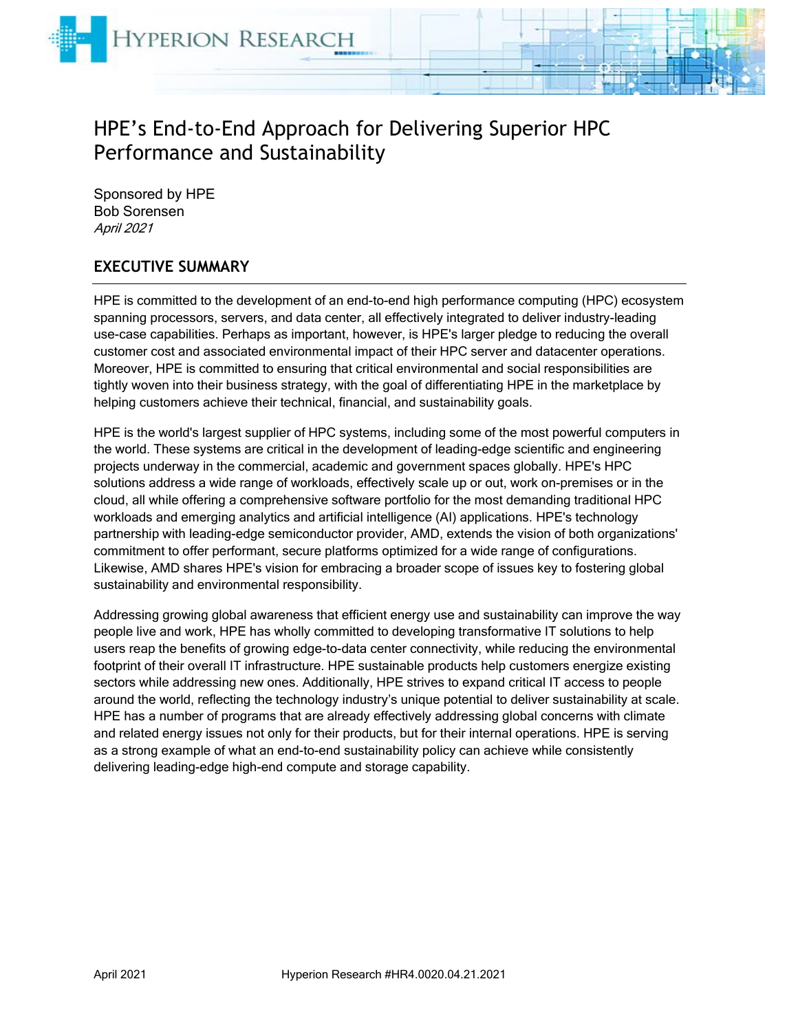# HPE's End-to-End Approach for Delivering Superior HPC Performance and Sustainability

Sponsored by HPE
Bob Sorensen
*April 2021*

## EXECUTIVE SUMMARY

HPE is committed to the development of an end-to-end high performance computing (HPC) ecosystem spanning processors, servers, and data center, all effectively integrated to deliver industry-leading use-case capabilities. Perhaps as important, however, is HPE's larger pledge to reducing the overall customer cost and associated environmental impact of their HPC server and datacenter operations. Moreover, HPE is committed to ensuring that critical environmental and social responsibilities are tightly woven into their business strategy, with the goal of differentiating HPE in the marketplace by helping customers achieve their technical, financial, and sustainability goals.

HPE is the world's largest supplier of HPC systems, including some of the most powerful computers in the world. These systems are critical in the development of leading-edge scientific and engineering projects underway in the commercial, academic and government spaces globally. HPE's HPC solutions address a wide range of workloads, effectively scale up or out, work on-premises or in the cloud, all while offering a comprehensive software portfolio for the most demanding traditional HPC workloads and emerging analytics and artificial intelligence (AI) applications. HPE's technology partnership with leading-edge semiconductor provider, AMD, extends the vision of both organizations' commitment to offer performant, secure platforms optimized for a wide range of configurations. Likewise, AMD shares HPE's vision for embracing a broader scope of issues key to fostering global sustainability and environmental responsibility.

Addressing growing global awareness that efficient energy use and sustainability can improve the way people live and work, HPE has wholly committed to developing transformative IT solutions to help users reap the benefits of growing edge-to-data center connectivity, while reducing the environmental footprint of their overall IT infrastructure. HPE sustainable products help customers energize existing sectors while addressing new ones. Additionally, HPE strives to expand critical IT access to people around the world, reflecting the technology industry's unique potential to deliver sustainability at scale. HPE has a number of programs that are already effectively addressing global concerns with climate and related energy issues not only for their products, but for their internal operations. HPE is serving as a strong example of what an end-to-end sustainability policy can achieve while consistently delivering leading-edge high-end compute and storage capability.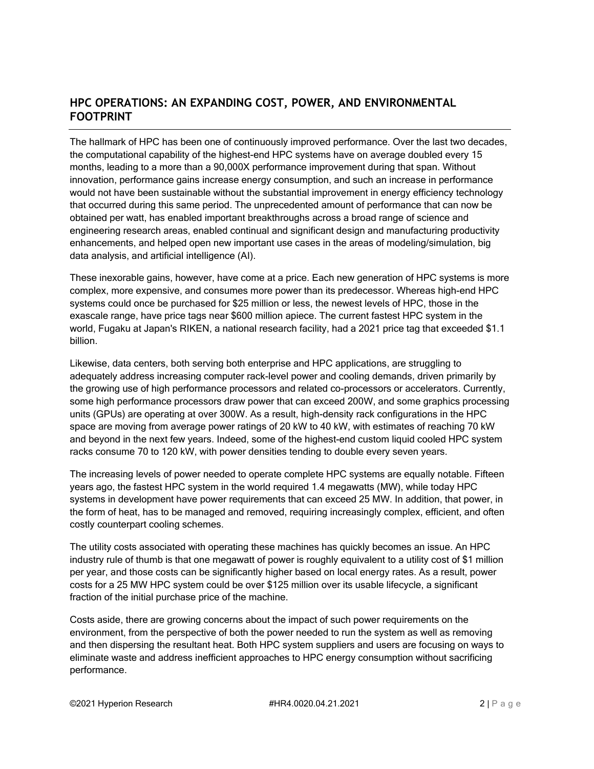## HPC OPERATIONS: AN EXPANDING COST, POWER, AND ENVIRONMENTAL FOOTPRINT

The hallmark of HPC has been one of continuously improved performance. Over the last two decades, the computational capability of the highest-end HPC systems have on average doubled every 15 months, leading to a more than a 90,000X performance improvement during that span. Without innovation, performance gains increase energy consumption, and such an increase in performance would not have been sustainable without the substantial improvement in energy efficiency technology that occurred during this same period. The unprecedented amount of performance that can now be obtained per watt, has enabled important breakthroughs across a broad range of science and engineering research areas, enabled continual and significant design and manufacturing productivity enhancements, and helped open new important use cases in the areas of modeling/simulation, big data analysis, and artificial intelligence (AI).

These inexorable gains, however, have come at a price. Each new generation of HPC systems is more complex, more expensive, and consumes more power than its predecessor. Whereas high-end HPC systems could once be purchased for $25 million or less, the newest levels of HPC, those in the exascale range, have price tags near $600 million apiece. The current fastest HPC system in the world, Fugaku at Japan's RIKEN, a national research facility, had a 2021 price tag that exceeded $1.1 billion.

Likewise, data centers, both serving both enterprise and HPC applications, are struggling to adequately address increasing computer rack-level power and cooling demands, driven primarily by the growing use of high performance processors and related co-processors or accelerators. Currently, some high performance processors draw power that can exceed 200W, and some graphics processing units (GPUs) are operating at over 300W. As a result, high-density rack configurations in the HPC space are moving from average power ratings of 20 kW to 40 kW, with estimates of reaching 70 kW and beyond in the next few years. Indeed, some of the highest-end custom liquid cooled HPC system racks consume 70 to 120 kW, with power densities tending to double every seven years.

The increasing levels of power needed to operate complete HPC systems are equally notable. Fifteen years ago, the fastest HPC system in the world required 1.4 megawatts (MW), while today HPC systems in development have power requirements that can exceed 25 MW. In addition, that power, in the form of heat, has to be managed and removed, requiring increasingly complex, efficient, and often costly counterpart cooling schemes.

The utility costs associated with operating these machines has quickly becomes an issue. An HPC industry rule of thumb is that one megawatt of power is roughly equivalent to a utility cost of $1 million per year, and those costs can be significantly higher based on local energy rates. As a result, power costs for a 25 MW HPC system could be over $125 million over its usable lifecycle, a significant fraction of the initial purchase price of the machine.

Costs aside, there are growing concerns about the impact of such power requirements on the environment, from the perspective of both the power needed to run the system as well as removing and then dispersing the resultant heat. Both HPC system suppliers and users are focusing on ways to eliminate waste and address inefficient approaches to HPC energy consumption without sacrificing performance.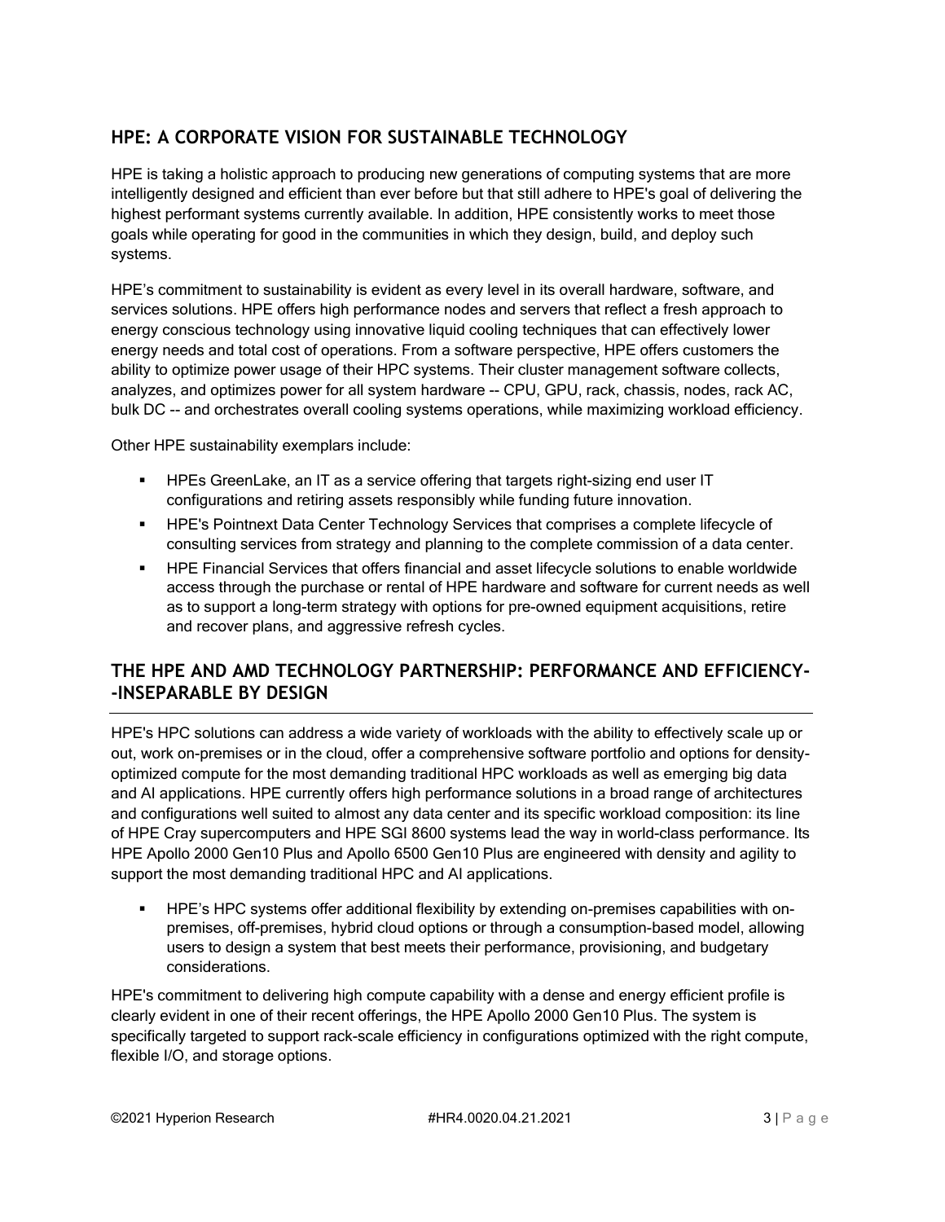## HPE: A CORPORATE VISION FOR SUSTAINABLE TECHNOLOGY

HPE is taking a holistic approach to producing new generations of computing systems that are more intelligently designed and efficient than ever before but that still adhere to HPE's goal of delivering the highest performant systems currently available. In addition, HPE consistently works to meet those goals while operating for good in the communities in which they design, build, and deploy such systems.

HPE's commitment to sustainability is evident as every level in its overall hardware, software, and services solutions. HPE offers high performance nodes and servers that reflect a fresh approach to energy conscious technology using innovative liquid cooling techniques that can effectively lower energy needs and total cost of operations. From a software perspective, HPE offers customers the ability to optimize power usage of their HPC systems. Their cluster management software collects, analyzes, and optimizes power for all system hardware -- CPU, GPU, rack, chassis, nodes, rack AC, bulk DC -- and orchestrates overall cooling systems operations, while maximizing workload efficiency.

Other HPE sustainability exemplars include:

- HPEs GreenLake, an IT as a service offering that targets right-sizing end user IT configurations and retiring assets responsibly while funding future innovation.
- HPE's Pointnext Data Center Technology Services that comprises a complete lifecycle of consulting services from strategy and planning to the complete commission of a data center.
- HPE Financial Services that offers financial and asset lifecycle solutions to enable worldwide access through the purchase or rental of HPE hardware and software for current needs as well as to support a long-term strategy with options for pre-owned equipment acquisitions, retire and recover plans, and aggressive refresh cycles.

## THE HPE AND AMD TECHNOLOGY PARTNERSHIP: PERFORMANCE AND EFFICIENCY--INSEPARABLE BY DESIGN

HPE's HPC solutions can address a wide variety of workloads with the ability to effectively scale up or out, work on-premises or in the cloud, offer a comprehensive software portfolio and options for density-optimized compute for the most demanding traditional HPC workloads as well as emerging big data and AI applications. HPE currently offers high performance solutions in a broad range of architectures and configurations well suited to almost any data center and its specific workload composition: its line of HPE Cray supercomputers and HPE SGI 8600 systems lead the way in world-class performance. Its HPE Apollo 2000 Gen10 Plus and Apollo 6500 Gen10 Plus are engineered with density and agility to support the most demanding traditional HPC and AI applications.

- HPE's HPC systems offer additional flexibility by extending on-premises capabilities with on-premises, off-premises, hybrid cloud options or through a consumption-based model, allowing users to design a system that best meets their performance, provisioning, and budgetary considerations.

HPE's commitment to delivering high compute capability with a dense and energy efficient profile is clearly evident in one of their recent offerings, the HPE Apollo 2000 Gen10 Plus. The system is specifically targeted to support rack-scale efficiency in configurations optimized with the right compute, flexible I/O, and storage options.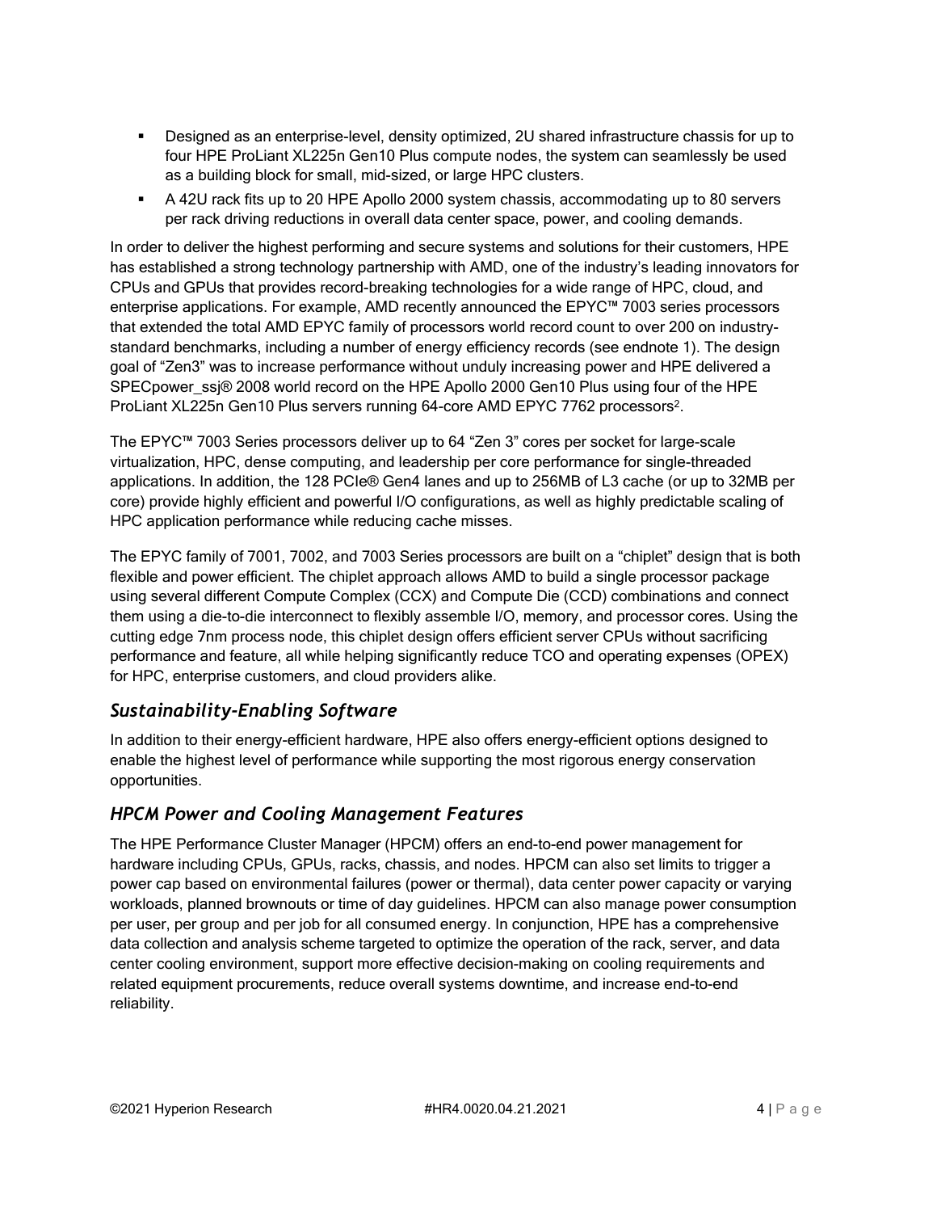- Designed as an enterprise-level, density optimized, 2U shared infrastructure chassis for up to four HPE ProLiant XL225n Gen10 Plus compute nodes, the system can seamlessly be used as a building block for small, mid-sized, or large HPC clusters.
- A 42U rack fits up to 20 HPE Apollo 2000 system chassis, accommodating up to 80 servers per rack driving reductions in overall data center space, power, and cooling demands.

In order to deliver the highest performing and secure systems and solutions for their customers, HPE has established a strong technology partnership with AMD, one of the industry's leading innovators for CPUs and GPUs that provides record-breaking technologies for a wide range of HPC, cloud, and enterprise applications. For example, AMD recently announced the EPYC™ 7003 series processors that extended the total AMD EPYC family of processors world record count to over 200 on industry-standard benchmarks, including a number of energy efficiency records (see endnote 1). The design goal of "Zen3" was to increase performance without unduly increasing power and HPE delivered a SPECpower_ssj® 2008 world record on the HPE Apollo 2000 Gen10 Plus using four of the HPE ProLiant XL225n Gen10 Plus servers running 64-core AMD EPYC 7762 processors[2].

The EPYC™ 7003 Series processors deliver up to 64 "Zen 3" cores per socket for large-scale virtualization, HPC, dense computing, and leadership per core performance for single-threaded applications. In addition, the 128 PCIe® Gen4 lanes and up to 256MB of L3 cache (or up to 32MB per core) provide highly efficient and powerful I/O configurations, as well as highly predictable scaling of HPC application performance while reducing cache misses.

The EPYC family of 7001, 7002, and 7003 Series processors are built on a "chiplet" design that is both flexible and power efficient. The chiplet approach allows AMD to build a single processor package using several different Compute Complex (CCX) and Compute Die (CCD) combinations and connect them using a die-to-die interconnect to flexibly assemble I/O, memory, and processor cores. Using the cutting edge 7nm process node, this chiplet design offers efficient server CPUs without sacrificing performance and feature, all while helping significantly reduce TCO and operating expenses (OPEX) for HPC, enterprise customers, and cloud providers alike.

## *Sustainability-Enabling Software*

In addition to their energy-efficient hardware, HPE also offers energy-efficient options designed to enable the highest level of performance while supporting the most rigorous energy conservation opportunities.

## *HPCM Power and Cooling Management Features*

The HPE Performance Cluster Manager (HPCM) offers an end-to-end power management for hardware including CPUs, GPUs, racks, chassis, and nodes. HPCM can also set limits to trigger a power cap based on environmental failures (power or thermal), data center power capacity or varying workloads, planned brownouts or time of day guidelines. HPCM can also manage power consumption per user, per group and per job for all consumed energy. In conjunction, HPE has a comprehensive data collection and analysis scheme targeted to optimize the operation of the rack, server, and data center cooling environment, support more effective decision-making on cooling requirements and related equipment procurements, reduce overall systems downtime, and increase end-to-end reliability.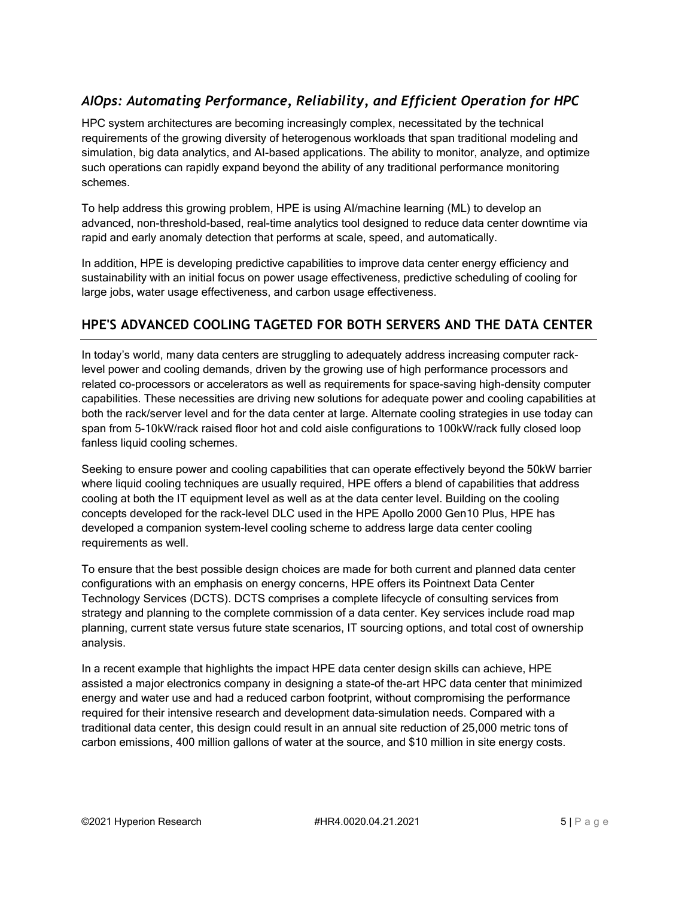### *AIOps: Automating Performance, Reliability, and Efficient Operation for HPC*

HPC system architectures are becoming increasingly complex, necessitated by the technical requirements of the growing diversity of heterogenous workloads that span traditional modeling and simulation, big data analytics, and AI-based applications. The ability to monitor, analyze, and optimize such operations can rapidly expand beyond the ability of any traditional performance monitoring schemes.

To help address this growing problem, HPE is using AI/machine learning (ML) to develop an advanced, non-threshold-based, real-time analytics tool designed to reduce data center downtime via rapid and early anomaly detection that performs at scale, speed, and automatically.

In addition, HPE is developing predictive capabilities to improve data center energy efficiency and sustainability with an initial focus on power usage effectiveness, predictive scheduling of cooling for large jobs, water usage effectiveness, and carbon usage effectiveness.

## HPE'S ADVANCED COOLING TAGETED FOR BOTH SERVERS AND THE DATA CENTER

In today's world, many data centers are struggling to adequately address increasing computer rack-level power and cooling demands, driven by the growing use of high performance processors and related co-processors or accelerators as well as requirements for space-saving high-density computer capabilities. These necessities are driving new solutions for adequate power and cooling capabilities at both the rack/server level and for the data center at large. Alternate cooling strategies in use today can span from 5-10kW/rack raised floor hot and cold aisle configurations to 100kW/rack fully closed loop fanless liquid cooling schemes.

Seeking to ensure power and cooling capabilities that can operate effectively beyond the 50kW barrier where liquid cooling techniques are usually required, HPE offers a blend of capabilities that address cooling at both the IT equipment level as well as at the data center level. Building on the cooling concepts developed for the rack-level DLC used in the HPE Apollo 2000 Gen10 Plus, HPE has developed a companion system-level cooling scheme to address large data center cooling requirements as well.

To ensure that the best possible design choices are made for both current and planned data center configurations with an emphasis on energy concerns, HPE offers its Pointnext Data Center Technology Services (DCTS). DCTS comprises a complete lifecycle of consulting services from strategy and planning to the complete commission of a data center. Key services include road map planning, current state versus future state scenarios, IT sourcing options, and total cost of ownership analysis.

In a recent example that highlights the impact HPE data center design skills can achieve, HPE assisted a major electronics company in designing a state-of the-art HPC data center that minimized energy and water use and had a reduced carbon footprint, without compromising the performance required for their intensive research and development data-simulation needs. Compared with a traditional data center, this design could result in an annual site reduction of 25,000 metric tons of carbon emissions, 400 million gallons of water at the source, and $10 million in site energy costs.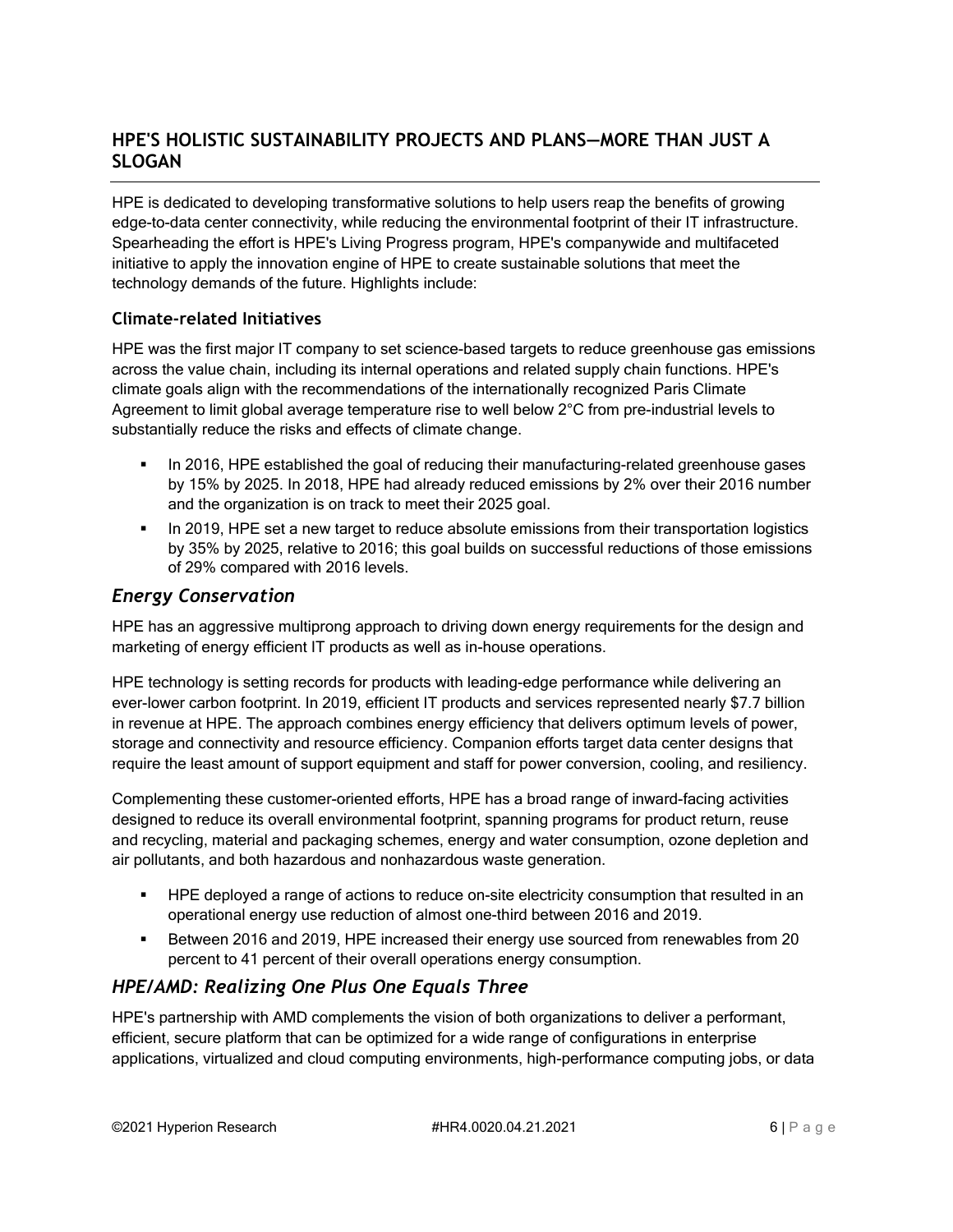## HPE'S HOLISTIC SUSTAINABILITY PROJECTS AND PLANS—MORE THAN JUST A SLOGAN

HPE is dedicated to developing transformative solutions to help users reap the benefits of growing edge-to-data center connectivity, while reducing the environmental footprint of their IT infrastructure. Spearheading the effort is HPE's Living Progress program, HPE's companywide and multifaceted initiative to apply the innovation engine of HPE to create sustainable solutions that meet the technology demands of the future. Highlights include:

### Climate-related Initiatives

HPE was the first major IT company to set science-based targets to reduce greenhouse gas emissions across the value chain, including its internal operations and related supply chain functions. HPE's climate goals align with the recommendations of the internationally recognized Paris Climate Agreement to limit global average temperature rise to well below 2°C from pre-industrial levels to substantially reduce the risks and effects of climate change.

- In 2016, HPE established the goal of reducing their manufacturing-related greenhouse gases by 15% by 2025. In 2018, HPE had already reduced emissions by 2% over their 2016 number and the organization is on track to meet their 2025 goal.
- In 2019, HPE set a new target to reduce absolute emissions from their transportation logistics by 35% by 2025, relative to 2016; this goal builds on successful reductions of those emissions of 29% compared with 2016 levels.

### *Energy Conservation*

HPE has an aggressive multiprong approach to driving down energy requirements for the design and marketing of energy efficient IT products as well as in-house operations.

HPE technology is setting records for products with leading-edge performance while delivering an ever-lower carbon footprint. In 2019, efficient IT products and services represented nearly $7.7 billion in revenue at HPE. The approach combines energy efficiency that delivers optimum levels of power, storage and connectivity and resource efficiency. Companion efforts target data center designs that require the least amount of support equipment and staff for power conversion, cooling, and resiliency.

Complementing these customer-oriented efforts, HPE has a broad range of inward-facing activities designed to reduce its overall environmental footprint, spanning programs for product return, reuse and recycling, material and packaging schemes, energy and water consumption, ozone depletion and air pollutants, and both hazardous and nonhazardous waste generation.

- HPE deployed a range of actions to reduce on-site electricity consumption that resulted in an operational energy use reduction of almost one-third between 2016 and 2019.
- Between 2016 and 2019, HPE increased their energy use sourced from renewables from 20 percent to 41 percent of their overall operations energy consumption.

### *HPE/AMD: Realizing One Plus One Equals Three*

HPE's partnership with AMD complements the vision of both organizations to deliver a performant, efficient, secure platform that can be optimized for a wide range of configurations in enterprise applications, virtualized and cloud computing environments, high-performance computing jobs, or data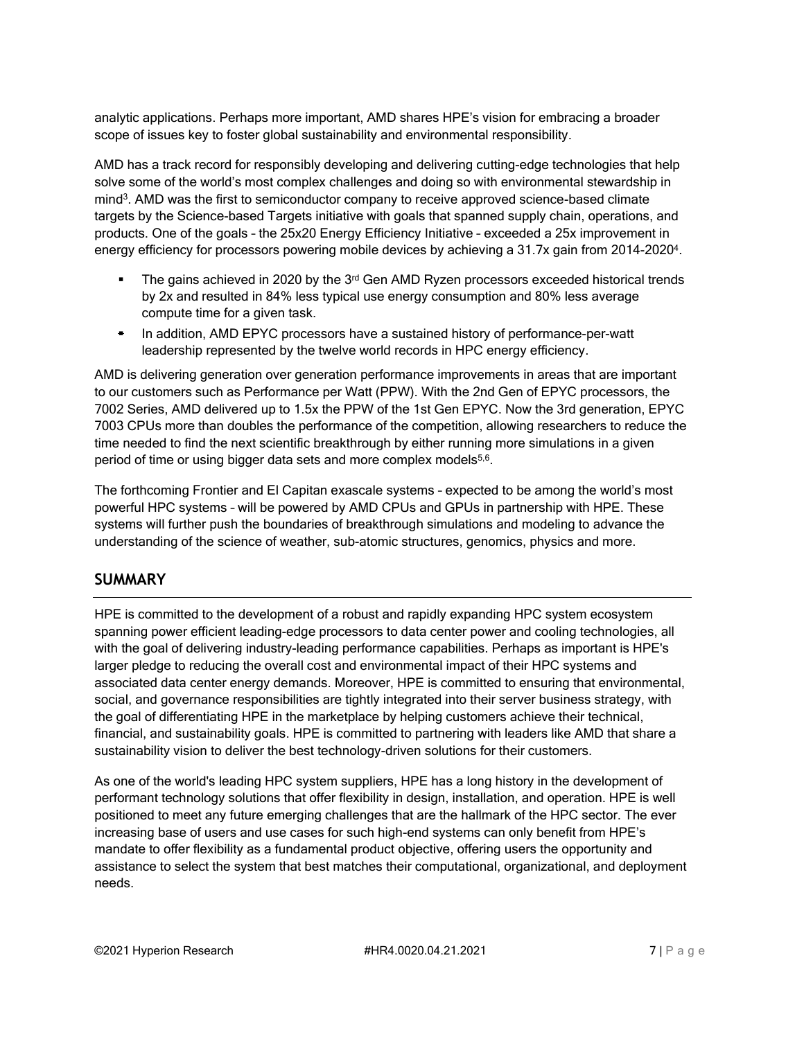analytic applications. Perhaps more important, AMD shares HPE's vision for embracing a broader scope of issues key to foster global sustainability and environmental responsibility.

AMD has a track record for responsibly developing and delivering cutting-edge technologies that help solve some of the world's most complex challenges and doing so with environmental stewardship in mind[3]. AMD was the first to semiconductor company to receive approved science-based climate targets by the Science-based Targets initiative with goals that spanned supply chain, operations, and products. One of the goals – the 25x20 Energy Efficiency Initiative – exceeded a 25x improvement in energy efficiency for processors powering mobile devices by achieving a 31.7x gain from 2014-2020[4].

- The gains achieved in 2020 by the 3rd Gen AMD Ryzen processors exceeded historical trends by 2x and resulted in 84% less typical use energy consumption and 80% less average compute time for a given task.
- In addition, AMD EPYC processors have a sustained history of performance-per-watt leadership represented by the twelve world records in HPC energy efficiency.

AMD is delivering generation over generation performance improvements in areas that are important to our customers such as Performance per Watt (PPW). With the 2nd Gen of EPYC processors, the 7002 Series, AMD delivered up to 1.5x the PPW of the 1st Gen EPYC. Now the 3rd generation, EPYC 7003 CPUs more than doubles the performance of the competition, allowing researchers to reduce the time needed to find the next scientific breakthrough by either running more simulations in a given period of time or using bigger data sets and more complex models[5,6].

The forthcoming Frontier and El Capitan exascale systems – expected to be among the world's most powerful HPC systems – will be powered by AMD CPUs and GPUs in partnership with HPE. These systems will further push the boundaries of breakthrough simulations and modeling to advance the understanding of the science of weather, sub-atomic structures, genomics, physics and more.

## SUMMARY

HPE is committed to the development of a robust and rapidly expanding HPC system ecosystem spanning power efficient leading-edge processors to data center power and cooling technologies, all with the goal of delivering industry-leading performance capabilities. Perhaps as important is HPE's larger pledge to reducing the overall cost and environmental impact of their HPC systems and associated data center energy demands. Moreover, HPE is committed to ensuring that environmental, social, and governance responsibilities are tightly integrated into their server business strategy, with the goal of differentiating HPE in the marketplace by helping customers achieve their technical, financial, and sustainability goals. HPE is committed to partnering with leaders like AMD that share a sustainability vision to deliver the best technology-driven solutions for their customers.

As one of the world's leading HPC system suppliers, HPE has a long history in the development of performant technology solutions that offer flexibility in design, installation, and operation. HPE is well positioned to meet any future emerging challenges that are the hallmark of the HPC sector. The ever increasing base of users and use cases for such high-end systems can only benefit from HPE's mandate to offer flexibility as a fundamental product objective, offering users the opportunity and assistance to select the system that best matches their computational, organizational, and deployment needs.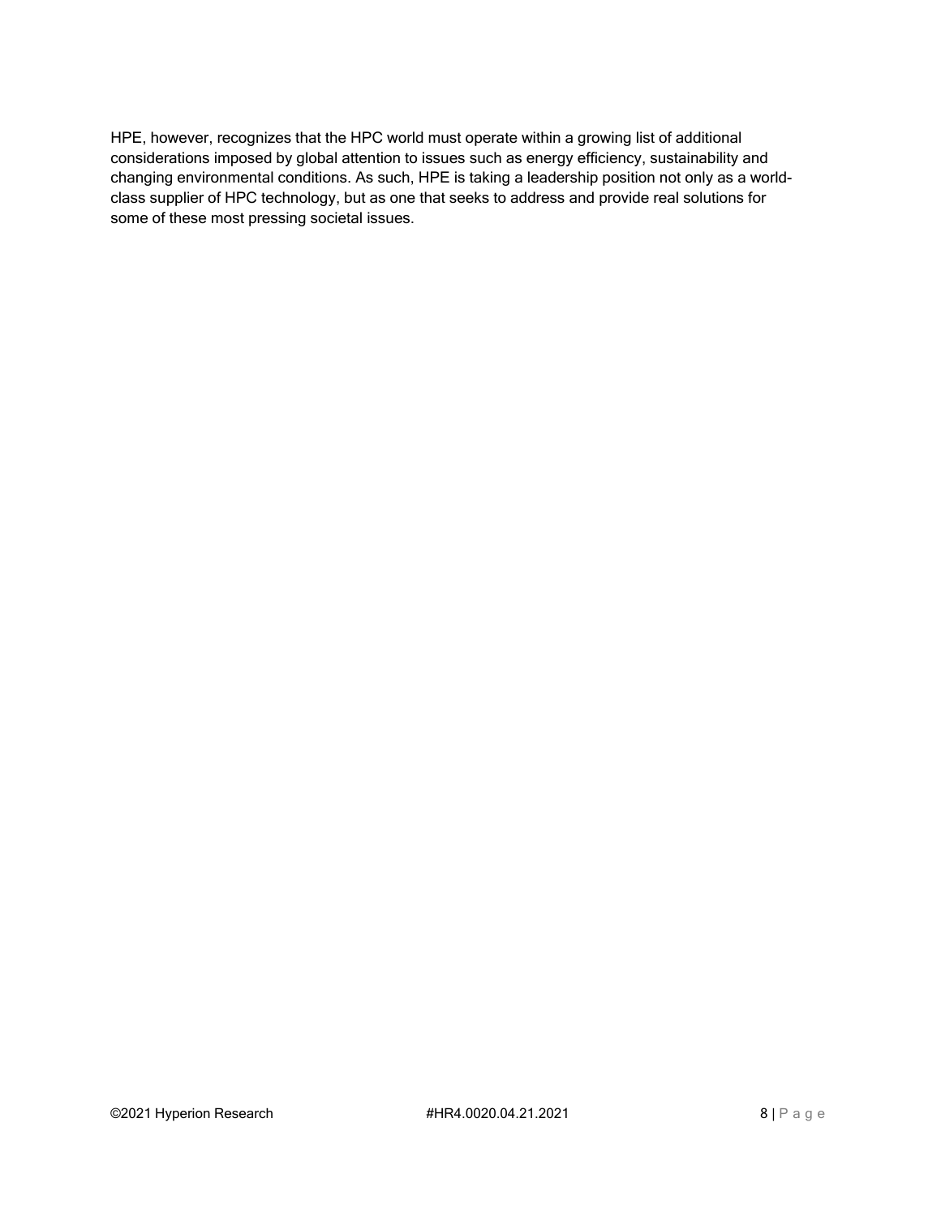HPE, however, recognizes that the HPC world must operate within a growing list of additional considerations imposed by global attention to issues such as energy efficiency, sustainability and changing environmental conditions. As such, HPE is taking a leadership position not only as a world-class supplier of HPC technology, but as one that seeks to address and provide real solutions for some of these most pressing societal issues.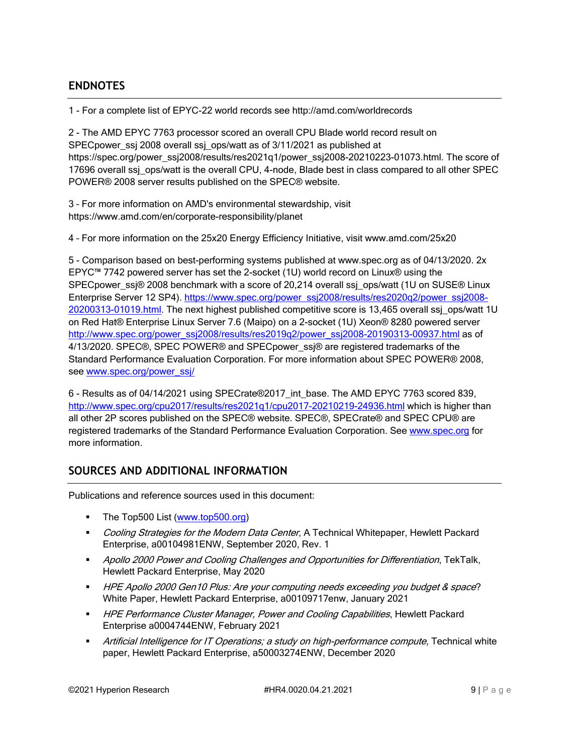## ENDNOTES

1 - For a complete list of EPYC-22 world records see http://amd.com/worldrecords

2 - The AMD EPYC 7763 processor scored an overall CPU Blade world record result on SPECpower_ssj 2008 overall ssj_ops/watt as of 3/11/2021 as published at https://spec.org/power_ssj2008/results/res2021q1/power_ssj2008-20210223-01073.html. The score of 17696 overall ssj_ops/watt is the overall CPU, 4-node, Blade best in class compared to all other SPEC POWER® 2008 server results published on the SPEC® website.

3 - For more information on AMD's environmental stewardship, visit https://www.amd.com/en/corporate-responsibility/planet

4 - For more information on the 25x20 Energy Efficiency Initiative, visit www.amd.com/25x20

5 - Comparison based on best-performing systems published at www.spec.org as of 04/13/2020. 2x EPYC™ 7742 powered server has set the 2-socket (1U) world record on Linux® using the SPECpower_ssj® 2008 benchmark with a score of 20,214 overall ssj_ops/watt (1U on SUSE® Linux Enterprise Server 12 SP4). https://www.spec.org/power_ssj2008/results/res2020q2/power_ssj2008-20200313-01019.html. The next highest published competitive score is 13,465 overall ssj_ops/watt 1U on Red Hat® Enterprise Linux Server 7.6 (Maipo) on a 2-socket (1U) Xeon® 8280 powered server http://www.spec.org/power_ssj2008/results/res2019q2/power_ssj2008-20190313-00937.html as of 4/13/2020. SPEC®, SPEC POWER® and SPECpower_ssj® are registered trademarks of the Standard Performance Evaluation Corporation. For more information about SPEC POWER® 2008, see www.spec.org/power_ssj/

6 - Results as of 04/14/2021 using SPECrate®2017_int_base. The AMD EPYC 7763 scored 839, http://www.spec.org/cpu2017/results/res2021q1/cpu2017-20210219-24936.html which is higher than all other 2P scores published on the SPEC® website. SPEC®, SPECrate® and SPEC CPU® are registered trademarks of the Standard Performance Evaluation Corporation. See www.spec.org for more information.

## SOURCES AND ADDITIONAL INFORMATION

Publications and reference sources used in this document:

- The Top500 List (www.top500.org)
- *Cooling Strategies for the Modern Data Center*, A Technical Whitepaper, Hewlett Packard Enterprise, a00104981ENW, September 2020, Rev. 1
- *Apollo 2000 Power and Cooling Challenges and Opportunities for Differentiation*, TekTalk, Hewlett Packard Enterprise, May 2020
- *HPE Apollo 2000 Gen10 Plus: Are your computing needs exceeding you budget & space*? White Paper, Hewlett Packard Enterprise, a00109717enw, January 2021
- *HPE Performance Cluster Manager, Power and Cooling Capabilities*, Hewlett Packard Enterprise a0004744ENW, February 2021
- *Artificial Intelligence for IT Operations; a study on high-performance compute*, Technical white paper, Hewlett Packard Enterprise, a50003274ENW, December 2020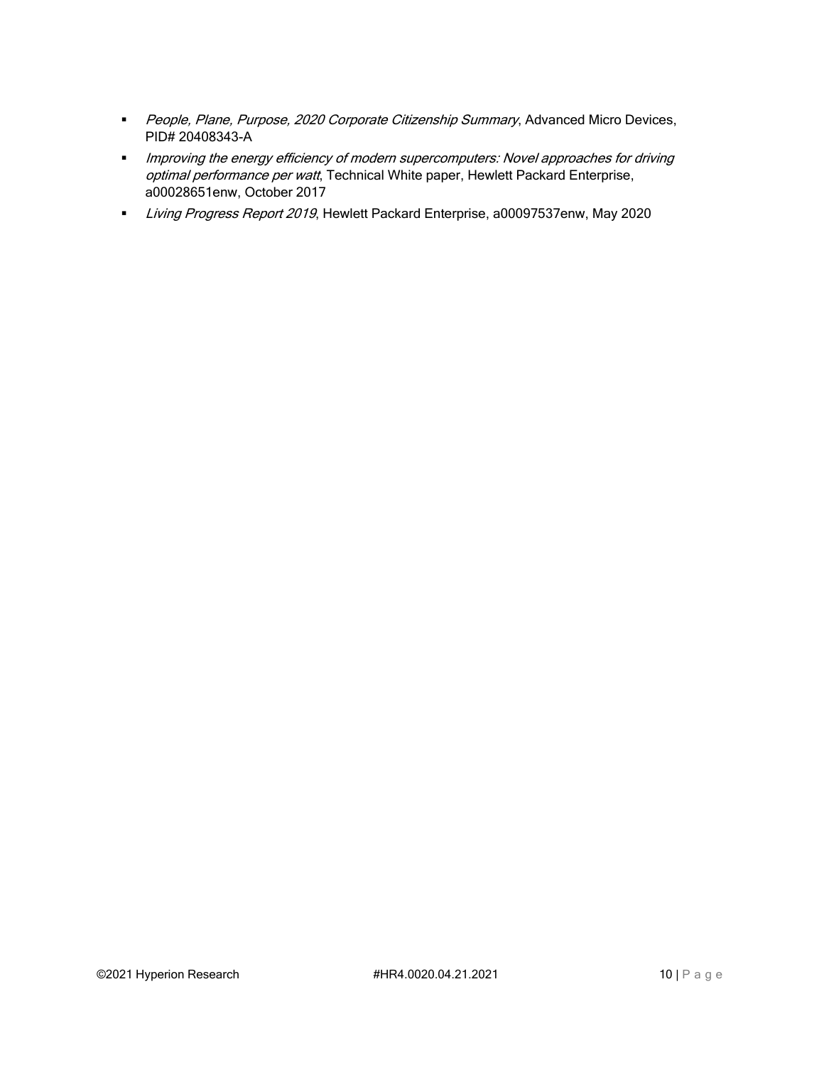- *People, Plane, Purpose, 2020 Corporate Citizenship Summary*, Advanced Micro Devices, PID# 20408343-A
- *Improving the energy efficiency of modern supercomputers: Novel approaches for driving optimal performance per watt*, Technical White paper, Hewlett Packard Enterprise, a00028651enw, October 2017
- *Living Progress Report 2019*, Hewlett Packard Enterprise, a00097537enw, May 2020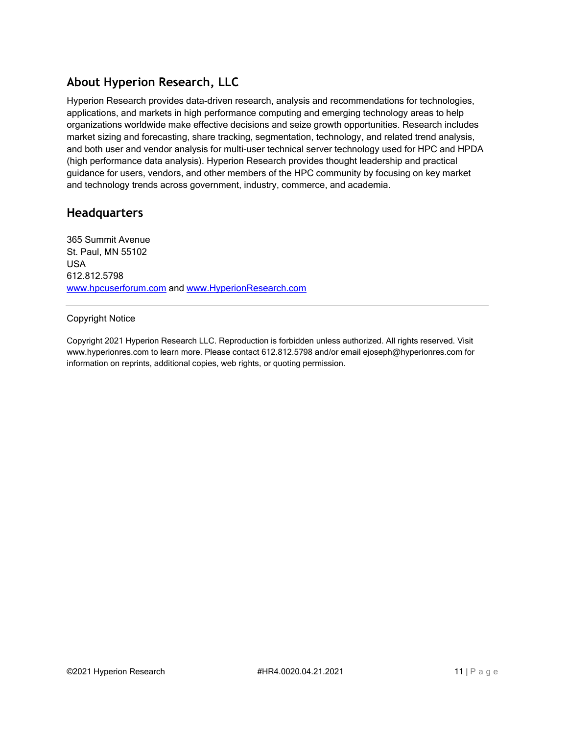## About Hyperion Research, LLC

Hyperion Research provides data-driven research, analysis and recommendations for technologies, applications, and markets in high performance computing and emerging technology areas to help organizations worldwide make effective decisions and seize growth opportunities. Research includes market sizing and forecasting, share tracking, segmentation, technology, and related trend analysis, and both user and vendor analysis for multi-user technical server technology used for HPC and HPDA (high performance data analysis). Hyperion Research provides thought leadership and practical guidance for users, vendors, and other members of the HPC community by focusing on key market and technology trends across government, industry, commerce, and academia.

## Headquarters

365 Summit Avenue
St. Paul, MN 55102
USA
612.812.5798
www.hpcuserforum.com and www.HyperionResearch.com

---

Copyright Notice

Copyright 2021 Hyperion Research LLC. Reproduction is forbidden unless authorized. All rights reserved. Visit www.hyperionres.com to learn more. Please contact 612.812.5798 and/or email ejoseph@hyperionres.com for information on reprints, additional copies, web rights, or quoting permission.